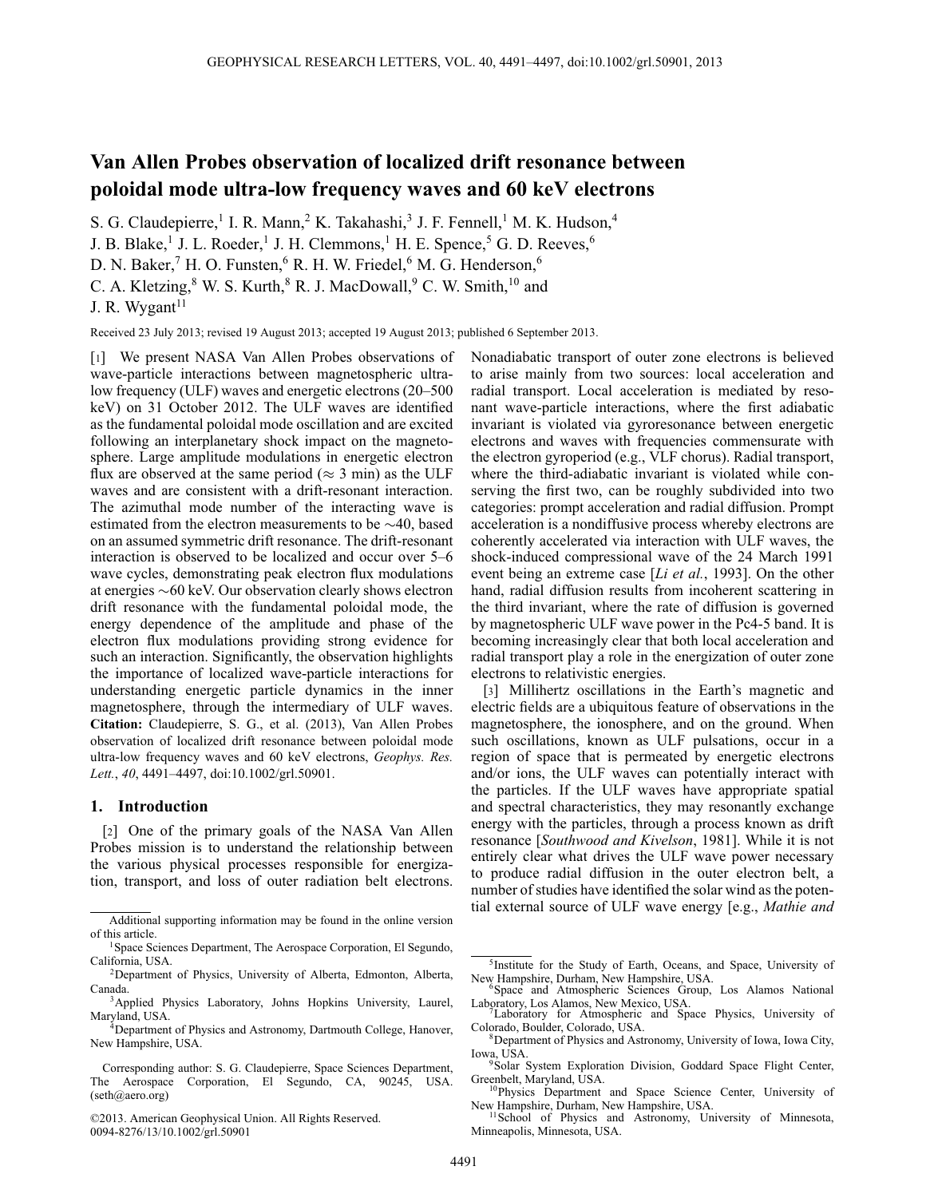# Van Allen Probes observation of localized drift resonance between poloidal mode ultra-low frequency waves and 60 keV electrons

S. G. Claudepierre,[1] I. R. Mann,[2] K. Takahashi,[3] J. F. Fennell,[1] M. K. Hudson,[4] J. B. Blake,[1] J. L. Roeder,[1] J. H. Clemmons,[1] H. E. Spence,[5] G. D. Reeves,[6] D. N. Baker,[7] H. O. Funsten,[6] R. H. W. Friedel,[6] M. G. Henderson,[6] C. A. Kletzing,[8] W. S. Kurth,[8] R. J. MacDowall,[9] C. W. Smith,[10] and J. R. Wygant[11]

Received 23 July 2013; revised 19 August 2013; accepted 19 August 2013; published 6 September 2013.

[1] We present NASA Van Allen Probes observations of wave-particle interactions between magnetospheric ultra-low frequency (ULF) waves and energetic electrons (20–500 keV) on 31 October 2012. The ULF waves are identified as the fundamental poloidal mode oscillation and are excited following an interplanetary shock impact on the magnetosphere. Large amplitude modulations in energetic electron flux are observed at the same period ($\approx$ 3 min) as the ULF waves and are consistent with a drift-resonant interaction. The azimuthal mode number of the interacting wave is estimated from the electron measurements to be ~40, based on an assumed symmetric drift resonance. The drift-resonant interaction is observed to be localized and occur over 5–6 wave cycles, demonstrating peak electron flux modulations at energies ~60 keV. Our observation clearly shows electron drift resonance with the fundamental poloidal mode, the energy dependence of the amplitude and phase of the electron flux modulations providing strong evidence for such an interaction. Significantly, the observation highlights the importance of localized wave-particle interactions for understanding energetic particle dynamics in the inner magnetosphere, through the intermediary of ULF waves. **Citation:** Claudepierre, S. G., et al. (2013), Van Allen Probes observation of localized drift resonance between poloidal mode ultra-low frequency waves and 60 keV electrons, *Geophys. Res. Lett.*, *40*, 4491–4497, doi:10.1002/grl.50901.

## 1. Introduction

[2] One of the primary goals of the NASA Van Allen Probes mission is to understand the relationship between the various physical processes responsible for energization, transport, and loss of outer radiation belt electrons. Nonadiabatic transport of outer zone electrons is believed to arise mainly from two sources: local acceleration and radial transport. Local acceleration is mediated by resonant wave-particle interactions, where the first adiabatic invariant is violated via gyroresonance between energetic electrons and waves with frequencies commensurate with the electron gyroperiod (e.g., VLF chorus). Radial transport, where the third-adiabatic invariant is violated while conserving the first two, can be roughly subdivided into two categories: prompt acceleration and radial diffusion. Prompt acceleration is a nondiffusive process whereby electrons are coherently accelerated via interaction with ULF waves, the shock-induced compressional wave of the 24 March 1991 event being an extreme case [*Li et al.*, 1993]. On the other hand, radial diffusion results from incoherent scattering in the third invariant, where the rate of diffusion is governed by magnetospheric ULF wave power in the Pc4-5 band. It is becoming increasingly clear that both local acceleration and radial transport play a role in the energization of outer zone electrons to relativistic energies.

[3] Millihertz oscillations in the Earth's magnetic and electric fields are a ubiquitous feature of observations in the magnetosphere, the ionosphere, and on the ground. When such oscillations, known as ULF pulsations, occur in a region of space that is permeated by energetic electrons and/or ions, the ULF waves can potentially interact with the particles. If the ULF waves have appropriate spatial and spectral characteristics, they may resonantly exchange energy with the particles, through a process known as drift resonance [*Southwood and Kivelson*, 1981]. While it is not entirely clear what drives the ULF wave power necessary to produce radial diffusion in the outer electron belt, a number of studies have identified the solar wind as the potential external source of ULF wave energy [e.g., *Mathie and*

---

Additional supporting information may be found in the online version of this article.

[1] Space Sciences Department, The Aerospace Corporation, El Segundo, California, USA.

[2] Department of Physics, University of Alberta, Edmonton, Alberta, Canada.

[3] Applied Physics Laboratory, Johns Hopkins University, Laurel, Maryland, USA.

[4] Department of Physics and Astronomy, Dartmouth College, Hanover, New Hampshire, USA.

[5] Institute for the Study of Earth, Oceans, and Space, University of New Hampshire, Durham, New Hampshire, USA.

[6] Space and Atmospheric Sciences Group, Los Alamos National Laboratory, Los Alamos, New Mexico, USA.

[7] Laboratory for Atmospheric and Space Physics, University of Colorado, Boulder, Colorado, USA.

[8] Department of Physics and Astronomy, University of Iowa, Iowa City, Iowa, USA.

[9] Solar System Exploration Division, Goddard Space Flight Center, Greenbelt, Maryland, USA.

[10] Physics Department and Space Science Center, University of New Hampshire, Durham, New Hampshire, USA.

[11] School of Physics and Astronomy, University of Minnesota, Minneapolis, Minnesota, USA.

Corresponding author: S. G. Claudepierre, Space Sciences Department, The Aerospace Corporation, El Segundo, CA, 90245, USA. (seth@aero.org)

©2013. American Geophysical Union. All Rights Reserved.
0094-8276/13/10.1002/grl.50901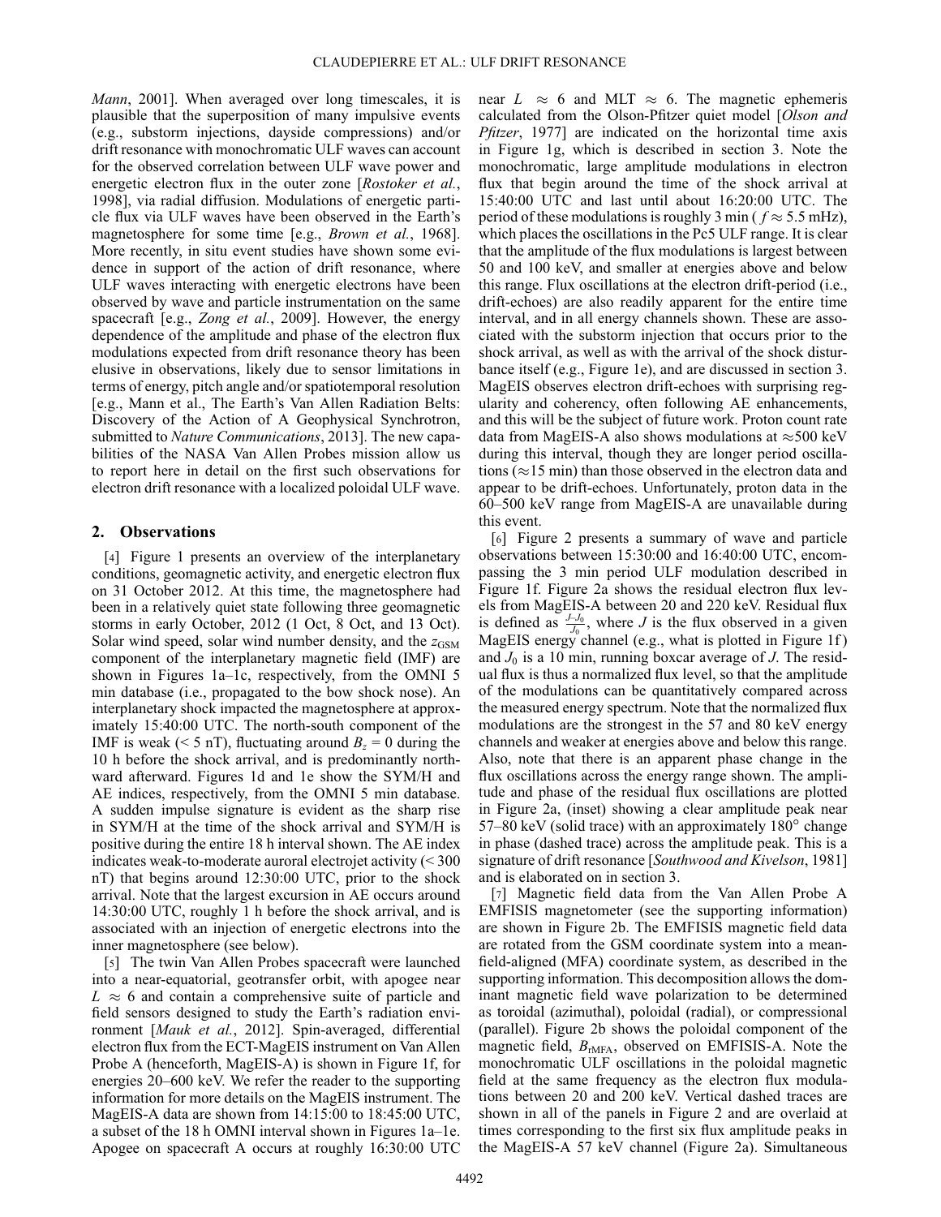*Mann*, 2001]. When averaged over long timescales, it is plausible that the superposition of many impulsive events (e.g., substorm injections, dayside compressions) and/or drift resonance with monochromatic ULF waves can account for the observed correlation between ULF wave power and energetic electron flux in the outer zone [*Rostoker et al.*, 1998], via radial diffusion. Modulations of energetic particle flux via ULF waves have been observed in the Earth's magnetosphere for some time [e.g., *Brown et al.*, 1968]. More recently, in situ event studies have shown some evidence in support of the action of drift resonance, where ULF waves interacting with energetic electrons have been observed by wave and particle instrumentation on the same spacecraft [e.g., *Zong et al.*, 2009]. However, the energy dependence of the amplitude and phase of the electron flux modulations expected from drift resonance theory has been elusive in observations, likely due to sensor limitations in terms of energy, pitch angle and/or spatiotemporal resolution [e.g., Mann et al., The Earth's Van Allen Radiation Belts: Discovery of the Action of A Geophysical Synchrotron, submitted to *Nature Communications*, 2013]. The new capabilities of the NASA Van Allen Probes mission allow us to report here in detail on the first such observations for electron drift resonance with a localized poloidal ULF wave.

## 2. Observations

[4] Figure 1 presents an overview of the interplanetary conditions, geomagnetic activity, and energetic electron flux on 31 October 2012. At this time, the magnetosphere had been in a relatively quiet state following three geomagnetic storms in early October, 2012 (1 Oct, 8 Oct, and 13 Oct). Solar wind speed, solar wind number density, and the $z_{GSM}$ component of the interplanetary magnetic field (IMF) are shown in Figures 1a–1c, respectively, from the OMNI 5 min database (i.e., propagated to the bow shock nose). An interplanetary shock impacted the magnetosphere at approximately 15:40:00 UTC. The north-south component of the IMF is weak (< 5 nT), fluctuating around $B_z = 0$ during the 10 h before the shock arrival, and is predominantly northward afterward. Figures 1d and 1e show the SYM/H and AE indices, respectively, from the OMNI 5 min database. A sudden impulse signature is evident as the sharp rise in SYM/H at the time of the shock arrival and SYM/H is positive during the entire 18 h interval shown. The AE index indicates weak-to-moderate auroral electrojet activity (< 300 nT) that begins around 12:30:00 UTC, prior to the shock arrival. Note that the largest excursion in AE occurs around 14:30:00 UTC, roughly 1 h before the shock arrival, and is associated with an injection of energetic electrons into the inner magnetosphere (see below).

[5] The twin Van Allen Probes spacecraft were launched into a near-equatorial, geotransfer orbit, with apogee near $L \approx 6$ and contain a comprehensive suite of particle and field sensors designed to study the Earth's radiation environment [*Mauk et al.*, 2012]. Spin-averaged, differential electron flux from the ECT-MagEIS instrument on Van Allen Probe A (henceforth, MagEIS-A) is shown in Figure 1f, for energies 20–600 keV. We refer the reader to the supporting information for more details on the MagEIS instrument. The MagEIS-A data are shown from 14:15:00 to 18:45:00 UTC, a subset of the 18 h OMNI interval shown in Figures 1a–1e. Apogee on spacecraft A occurs at roughly 16:30:00 UTC near $L \approx 6$ and MLT $\approx 6$. The magnetic ephemeris calculated from the Olson-Pfitzer quiet model [*Olson and Pfitzer*, 1977] are indicated on the horizontal time axis in Figure 1g, which is described in section 3. Note the monochromatic, large amplitude modulations in electron flux that begin around the time of the shock arrival at 15:40:00 UTC and last until about 16:20:00 UTC. The period of these modulations is roughly 3 min ($f \approx 5.5$ mHz), which places the oscillations in the Pc5 ULF range. It is clear that the amplitude of the flux modulations is largest between 50 and 100 keV, and smaller at energies above and below this range. Flux oscillations at the electron drift-period (i.e., drift-echoes) are also readily apparent for the entire time interval, and in all energy channels shown. These are associated with the substorm injection that occurs prior to the shock arrival, as well as with the arrival of the shock disturbance itself (e.g., Figure 1e), and are discussed in section 3. MagEIS observes electron drift-echoes with surprising regularity and coherency, often following AE enhancements, and this will be the subject of future work. Proton count rate data from MagEIS-A also shows modulations at $\approx$500 keV during this interval, though they are longer period oscillations ($\approx$15 min) than those observed in the electron data and appear to be drift-echoes. Unfortunately, proton data in the 60–500 keV range from MagEIS-A are unavailable during this event.

[6] Figure 2 presents a summary of wave and particle observations between 15:30:00 and 16:40:00 UTC, encompassing the 3 min period ULF modulation described in Figure 1f. Figure 2a shows the residual electron flux levels from MagEIS-A between 20 and 220 keV. Residual flux is defined as $\frac{J-J_0}{J_0}$, where $J$ is the flux observed in a given MagEIS energy channel (e.g., what is plotted in Figure 1f) and $J_0$ is a 10 min, running boxcar average of $J$. The residual flux is thus a normalized flux level, so that the amplitude of the modulations can be quantitatively compared across the measured energy spectrum. Note that the normalized flux modulations are the strongest in the 57 and 80 keV energy channels and weaker at energies above and below this range. Also, note that there is an apparent phase change in the flux oscillations across the energy range shown. The amplitude and phase of the residual flux oscillations are plotted in Figure 2a, (inset) showing a clear amplitude peak near 57–80 keV (solid trace) with an approximately 180° change in phase (dashed trace) across the amplitude peak. This is a signature of drift resonance [*Southwood and Kivelson*, 1981] and is elaborated on in section 3.

[7] Magnetic field data from the Van Allen Probe A EMFISIS magnetometer (see the supporting information) are shown in Figure 2b. The EMFISIS magnetic field data are rotated from the GSM coordinate system into a mean-field-aligned (MFA) coordinate system, as described in the supporting information. This decomposition allows the dominant magnetic field wave polarization to be determined as toroidal (azimuthal), poloidal (radial), or compressional (parallel). Figure 2b shows the poloidal component of the magnetic field, $B_{rMFA}$, observed on EMFISIS-A. Note the monochromatic ULF oscillations in the poloidal magnetic field at the same frequency as the electron flux modulations between 20 and 200 keV. Vertical dashed traces are shown in all of the panels in Figure 2 and are overlaid at times corresponding to the first six flux amplitude peaks in the MagEIS-A 57 keV channel (Figure 2a). Simultaneous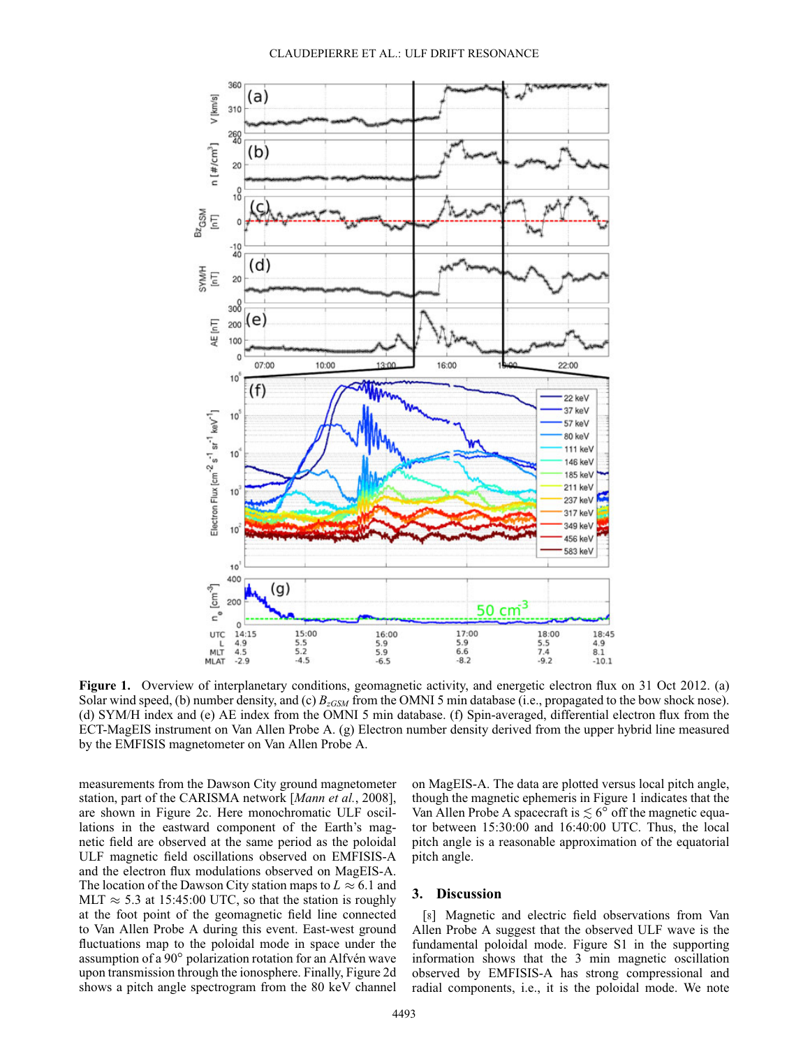**Figure 1.** Overview of interplanetary conditions, geomagnetic activity, and energetic electron flux on 31 Oct 2012. (a) Solar wind speed, (b) number density, and (c) $B_{zGSM}$ from the OMNI 5 min database (i.e., propagated to the bow shock nose). (d) SYM/H index and (e) AE index from the OMNI 5 min database. (f) Spin-averaged, differential electron flux from the ECT-MagEIS instrument on Van Allen Probe A. (g) Electron number density derived from the upper hybrid line measured by the EMFISIS magnetometer on Van Allen Probe A.

measurements from the Dawson City ground magnetometer station, part of the CARISMA network [*Mann et al.*, 2008], are shown in Figure 2c. Here monochromatic ULF oscillations in the eastward component of the Earth's magnetic field are observed at the same period as the poloidal ULF magnetic field oscillations observed on EMFISIS-A and the electron flux modulations observed on MagEIS-A. The location of the Dawson City station maps to $L \approx 6.1$ and MLT $\approx 5.3$ at 15:45:00 UTC, so that the station is roughly at the foot point of the geomagnetic field line connected to Van Allen Probe A during this event. East-west ground fluctuations map to the poloidal mode in space under the assumption of a 90° polarization rotation for an Alfvén wave upon transmission through the ionosphere. Finally, Figure 2d shows a pitch angle spectrogram from the 80 keV channel on MagEIS-A. The data are plotted versus local pitch angle, though the magnetic ephemeris in Figure 1 indicates that the Van Allen Probe A spacecraft is $\lesssim 6°$ off the magnetic equator between 15:30:00 and 16:40:00 UTC. Thus, the local pitch angle is a reasonable approximation of the equatorial pitch angle.

## 3. Discussion

[8] Magnetic and electric field observations from Van Allen Probe A suggest that the observed ULF wave is the fundamental poloidal mode. Figure S1 in the supporting information shows that the 3 min magnetic oscillation observed by EMFISIS-A has strong compressional and radial components, i.e., it is the poloidal mode. We note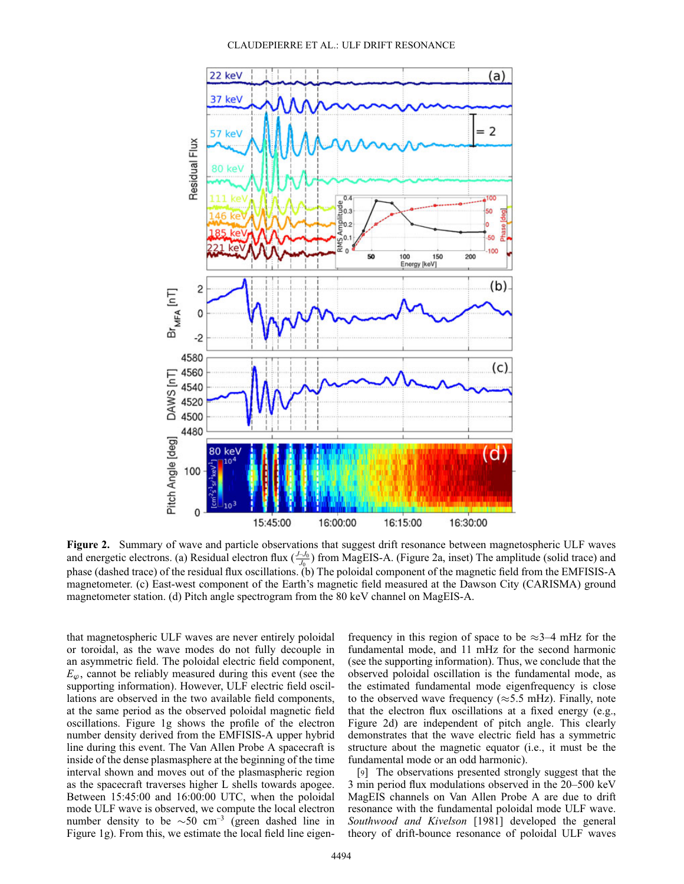**Figure 2.** Summary of wave and particle observations that suggest drift resonance between magnetospheric ULF waves and energetic electrons. (a) Residual electron flux ($\frac{J-J_0}{J_0}$) from MagEIS-A. (Figure 2a, inset) The amplitude (solid trace) and phase (dashed trace) of the residual flux oscillations. (b) The poloidal component of the magnetic field from the EMFISIS-A magnetometer. (c) East-west component of the Earth's magnetic field measured at the Dawson City (CARISMA) ground magnetometer station. (d) Pitch angle spectrogram from the 80 keV channel on MagEIS-A.

that magnetospheric ULF waves are never entirely poloidal or toroidal, as the wave modes do not fully decouple in an asymmetric field. The poloidal electric field component, $E_\varphi$, cannot be reliably measured during this event (see the supporting information). However, ULF electric field oscillations are observed in the two available field components, at the same period as the observed poloidal magnetic field oscillations. Figure 1g shows the profile of the electron number density derived from the EMFISIS-A upper hybrid line during this event. The Van Allen Probe A spacecraft is inside of the dense plasmasphere at the beginning of the time interval shown and moves out of the plasmaspheric region as the spacecraft traverses higher L shells towards apogee. Between 15:45:00 and 16:00:00 UTC, when the poloidal mode ULF wave is observed, we compute the local electron number density to be $\sim$50 cm$^{-3}$ (green dashed line in Figure 1g). From this, we estimate the local field line eigenfrequency in this region of space to be $\approx$3–4 mHz for the fundamental mode, and 11 mHz for the second harmonic (see the supporting information). Thus, we conclude that the observed poloidal oscillation is the fundamental mode, as the estimated fundamental mode eigenfrequency is close to the observed wave frequency ($\approx$5.5 mHz). Finally, note that the electron flux oscillations at a fixed energy (e.g., Figure 2d) are independent of pitch angle. This clearly demonstrates that the wave electric field has a symmetric structure about the magnetic equator (i.e., it must be the fundamental mode or an odd harmonic).

[9] The observations presented strongly suggest that the 3 min period flux modulations observed in the 20–500 keV MagEIS channels on Van Allen Probe A are due to drift resonance with the fundamental poloidal mode ULF wave. *Southwood and Kivelson* [1981] developed the general theory of drift-bounce resonance of poloidal ULF waves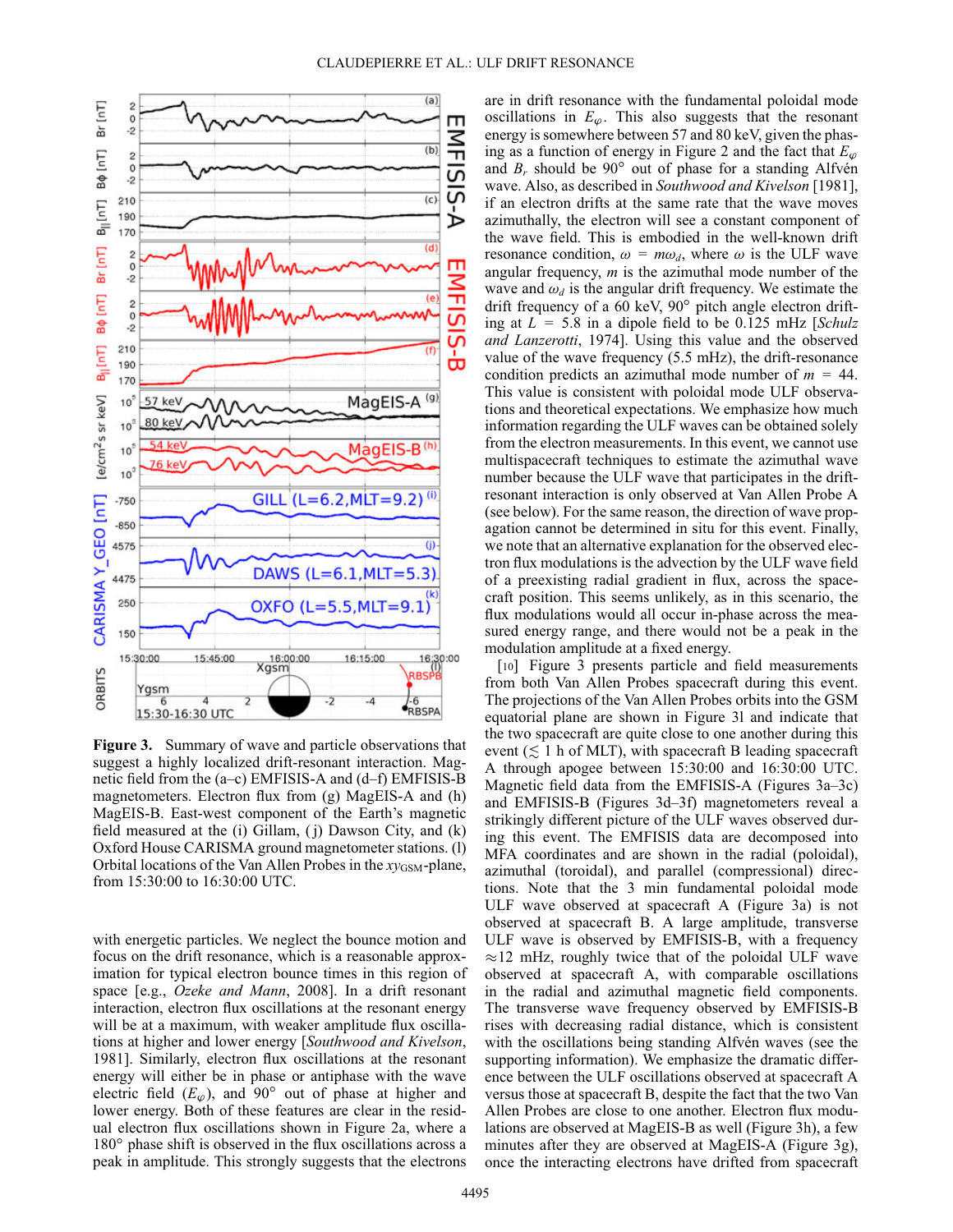**Figure 3.** Summary of wave and particle observations that suggest a highly localized drift-resonant interaction. Magnetic field from the (a–c) EMFISIS-A and (d–f) EMFISIS-B magnetometers. Electron flux from (g) MagEIS-A and (h) MagEIS-B. East-west component of the Earth's magnetic field measured at the (i) Gillam, (j) Dawson City, and (k) Oxford House CARISMA ground magnetometer stations. (l) Orbital locations of the Van Allen Probes in the $xy_{GSM}$-plane, from 15:30:00 to 16:30:00 UTC.

with energetic particles. We neglect the bounce motion and focus on the drift resonance, which is a reasonable approximation for typical electron bounce times in this region of space [e.g., *Ozeke and Mann*, 2008]. In a drift resonant interaction, electron flux oscillations at the resonant energy will be at a maximum, with weaker amplitude flux oscillations at higher and lower energy [*Southwood and Kivelson*, 1981]. Similarly, electron flux oscillations at the resonant energy will either be in phase or antiphase with the wave electric field ($E_\varphi$), and 90° out of phase at higher and lower energy. Both of these features are clear in the residual electron flux oscillations shown in Figure 2a, where a 180° phase shift is observed in the flux oscillations across a peak in amplitude. This strongly suggests that the electrons are in drift resonance with the fundamental poloidal mode oscillations in $E_\varphi$. This also suggests that the resonant energy is somewhere between 57 and 80 keV, given the phasing as a function of energy in Figure 2 and the fact that $E_\varphi$ and $B_r$ should be 90° out of phase for a standing Alfvén wave. Also, as described in *Southwood and Kivelson* [1981], if an electron drifts at the same rate that the wave moves azimuthally, the electron will see a constant component of the wave field. This is embodied in the well-known drift resonance condition, $\omega = m\omega_d$, where $\omega$ is the ULF wave angular frequency, $m$ is the azimuthal mode number of the wave and $\omega_d$ is the angular drift frequency. We estimate the drift frequency of a 60 keV, 90° pitch angle electron drifting at $L = 5.8$ in a dipole field to be 0.125 mHz [*Schulz and Lanzerotti*, 1974]. Using this value and the observed value of the wave frequency (5.5 mHz), the drift-resonance condition predicts an azimuthal mode number of $m = 44$. This value is consistent with poloidal mode ULF observations and theoretical expectations. We emphasize how much information regarding the ULF waves can be obtained solely from the electron measurements. In this event, we cannot use multispacecraft techniques to estimate the azimuthal wave number because the ULF wave that participates in the drift-resonant interaction is only observed at Van Allen Probe A (see below). For the same reason, the direction of wave propagation cannot be determined in situ for this event. Finally, we note that an alternative explanation for the observed electron flux modulations is the advection by the ULF wave field of a preexisting radial gradient in flux, across the spacecraft position. This seems unlikely, as in this scenario, the flux modulations would all occur in-phase across the measured energy range, and there would not be a peak in the modulation amplitude at a fixed energy.

[10] Figure 3 presents particle and field measurements from both Van Allen Probes spacecraft during this event. The projections of the Van Allen Probes orbits into the GSM equatorial plane are shown in Figure 3l and indicate that the two spacecraft are quite close to one another during this event ($\lesssim$ 1 h of MLT), with spacecraft B leading spacecraft A through apogee between 15:30:00 and 16:30:00 UTC. Magnetic field data from the EMFISIS-A (Figures 3a–3c) and EMFISIS-B (Figures 3d–3f) magnetometers reveal a strikingly different picture of the ULF waves observed during this event. The EMFISIS data are decomposed into MFA coordinates and are shown in the radial (poloidal), azimuthal (toroidal), and parallel (compressional) directions. Note that the 3 min fundamental poloidal mode ULF wave observed at spacecraft A (Figure 3a) is not observed at spacecraft B. A large amplitude, transverse ULF wave is observed by EMFISIS-B, with a frequency ≈12 mHz, roughly twice that of the poloidal ULF wave observed at spacecraft A, with comparable oscillations in the radial and azimuthal magnetic field components. The transverse wave frequency observed by EMFISIS-B rises with decreasing radial distance, which is consistent with the oscillations being standing Alfvén waves (see the supporting information). We emphasize the dramatic difference between the ULF oscillations observed at spacecraft A versus those at spacecraft B, despite the fact that the two Van Allen Probes are close to one another. Electron flux modulations are observed at MagEIS-B as well (Figure 3h), a few minutes after they are observed at MagEIS-A (Figure 3g), once the interacting electrons have drifted from spacecraft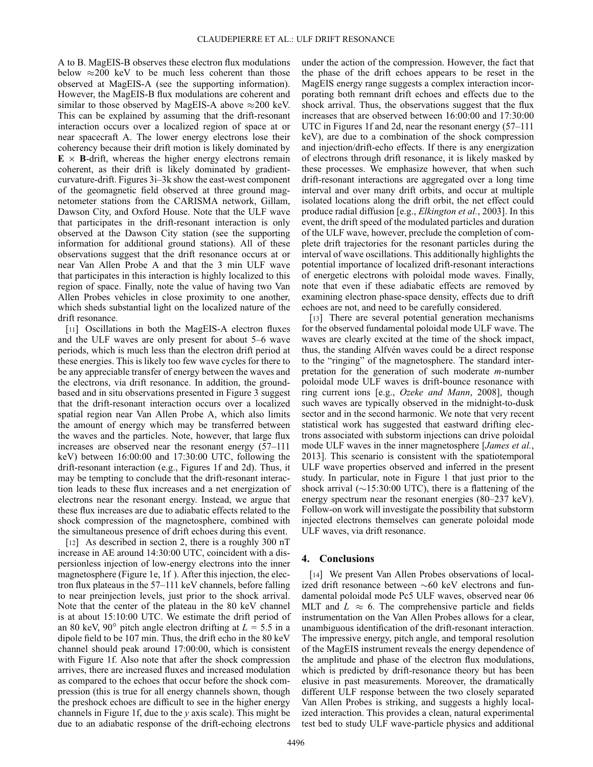A to B. MagEIS-B observes these electron flux modulations below $\approx$200 keV to be much less coherent than those observed at MagEIS-A (see the supporting information). However, the MagEIS-B flux modulations are coherent and similar to those observed by MagEIS-A above $\approx$200 keV. This can be explained by assuming that the drift-resonant interaction occurs over a localized region of space at or near spacecraft A. The lower energy electrons lose their coherency because their drift motion is likely dominated by $\mathbf{E} \times \mathbf{B}$-drift, whereas the higher energy electrons remain coherent, as their drift is likely dominated by gradient-curvature-drift. Figures 3i–3k show the east-west component of the geomagnetic field observed at three ground magnetometer stations from the CARISMA network, Gillam, Dawson City, and Oxford House. Note that the ULF wave that participates in the drift-resonant interaction is only observed at the Dawson City station (see the supporting information for additional ground stations). All of these observations suggest that the drift resonance occurs at or near Van Allen Probe A and that the 3 min ULF wave that participates in this interaction is highly localized to this region of space. Finally, note the value of having two Van Allen Probes vehicles in close proximity to one another, which sheds substantial light on the localized nature of the drift resonance.

[11] Oscillations in both the MagEIS-A electron fluxes and the ULF waves are only present for about 5–6 wave periods, which is much less than the electron drift period at these energies. This is likely too few wave cycles for there to be any appreciable transfer of energy between the waves and the electrons, via drift resonance. In addition, the ground-based and in situ observations presented in Figure 3 suggest that the drift-resonant interaction occurs over a localized spatial region near Van Allen Probe A, which also limits the amount of energy which may be transferred between the waves and the particles. Note, however, that large flux increases are observed near the resonant energy (57–111 keV) between 16:00:00 and 17:30:00 UTC, following the drift-resonant interaction (e.g., Figures 1f and 2d). Thus, it may be tempting to conclude that the drift-resonant interaction leads to these flux increases and a net energization of electrons near the resonant energy. Instead, we argue that these flux increases are due to adiabatic effects related to the shock compression of the magnetosphere, combined with the simultaneous presence of drift echoes during this event.

[12] As described in section 2, there is a roughly 300 nT increase in AE around 14:30:00 UTC, coincident with a dispersionless injection of low-energy electrons into the inner magnetosphere (Figure 1e, 1f ). After this injection, the electron flux plateaus in the 57–111 keV channels, before falling to near preinjection levels, just prior to the shock arrival. Note that the center of the plateau in the 80 keV channel is at about 15:10:00 UTC. We estimate the drift period of an 80 keV, 90° pitch angle electron drifting at $L$ = 5.5 in a dipole field to be 107 min. Thus, the drift echo in the 80 keV channel should peak around 17:00:00, which is consistent with Figure 1f. Also note that after the shock compression arrives, there are increased fluxes and increased modulation as compared to the echoes that occur before the shock compression (this is true for all energy channels shown, though the preshock echoes are difficult to see in the higher energy channels in Figure 1f, due to the $y$ axis scale). This might be due to an adiabatic response of the drift-echoing electrons under the action of the compression. However, the fact that the phase of the drift echoes appears to be reset in the MagEIS energy range suggests a complex interaction incorporating both remnant drift echoes and effects due to the shock arrival. Thus, the observations suggest that the flux increases that are observed between 16:00:00 and 17:30:00 UTC in Figures 1f and 2d, near the resonant energy (57–111 keV), are due to a combination of the shock compression and injection/drift-echo effects. If there is any energization of electrons through drift resonance, it is likely masked by these processes. We emphasize however, that when such drift-resonant interactions are aggregated over a long time interval and over many drift orbits, and occur at multiple isolated locations along the drift orbit, the net effect could produce radial diffusion [e.g., *Elkington et al.*, 2003]. In this event, the drift speed of the modulated particles and duration of the ULF wave, however, preclude the completion of complete drift trajectories for the resonant particles during the interval of wave oscillations. This additionally highlights the potential importance of localized drift-resonant interactions of energetic electrons with poloidal mode waves. Finally, note that even if these adiabatic effects are removed by examining electron phase-space density, effects due to drift echoes are not, and need to be carefully considered.

[13] There are several potential generation mechanisms for the observed fundamental poloidal mode ULF wave. The waves are clearly excited at the time of the shock impact, thus, the standing Alfvén waves could be a direct response to the "ringing" of the magnetosphere. The standard interpretation for the generation of such moderate $m$-number poloidal mode ULF waves is drift-bounce resonance with ring current ions [e.g., *Ozeke and Mann*, 2008], though such waves are typically observed in the midnight-to-dusk sector and in the second harmonic. We note that very recent statistical work has suggested that eastward drifting electrons associated with substorm injections can drive poloidal mode ULF waves in the inner magnetosphere [*James et al.*, 2013]. This scenario is consistent with the spatiotemporal ULF wave properties observed and inferred in the present study. In particular, note in Figure 1 that just prior to the shock arrival ($\sim$15:30:00 UTC), there is a flattening of the energy spectrum near the resonant energies (80–237 keV). Follow-on work will investigate the possibility that substorm injected electrons themselves can generate poloidal mode ULF waves, via drift resonance.

## 4. Conclusions

[14] We present Van Allen Probes observations of localized drift resonance between $\sim$60 keV electrons and fundamental poloidal mode Pc5 ULF waves, observed near 06 MLT and $L \approx 6$. The comprehensive particle and fields instrumentation on the Van Allen Probes allows for a clear, unambiguous identification of the drift-resonant interaction. The impressive energy, pitch angle, and temporal resolution of the MagEIS instrument reveals the energy dependence of the amplitude and phase of the electron flux modulations, which is predicted by drift-resonance theory but has been elusive in past measurements. Moreover, the dramatically different ULF response between the two closely separated Van Allen Probes is striking, and suggests a highly localized interaction. This provides a clean, natural experimental test bed to study ULF wave-particle physics and additional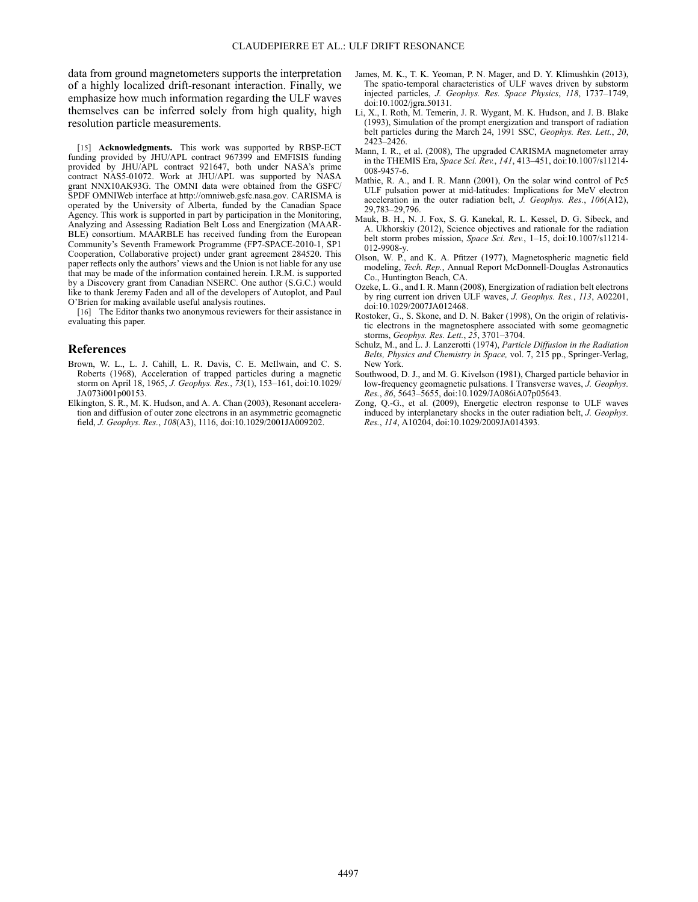data from ground magnetometers supports the interpretation of a highly localized drift-resonant interaction. Finally, we emphasize how much information regarding the ULF waves themselves can be inferred solely from high quality, high resolution particle measurements.

[15] **Acknowledgments.** This work was supported by RBSP-ECT funding provided by JHU/APL contract 967399 and EMFISIS funding provided by JHU/APL contract 921647, both under NASA's prime contract NAS5-01072. Work at JHU/APL was supported by NASA grant NNX10AK93G. The OMNI data were obtained from the GSFC/SPDF OMNIWeb interface at http://omniweb.gsfc.nasa.gov. CARISMA is operated by the University of Alberta, funded by the Canadian Space Agency. This work is supported in part by participation in the Monitoring, Analyzing and Assessing Radiation Belt Loss and Energization (MAARBLE) consortium. MAARBLE has received funding from the European Community's Seventh Framework Programme (FP7-SPACE-2010-1, SP1 Cooperation, Collaborative project) under grant agreement 284520. This paper reflects only the authors' views and the Union is not liable for any use that may be made of the information contained herein. I.R.M. is supported by a Discovery grant from Canadian NSERC. One author (S.G.C.) would like to thank Jeremy Faden and all of the developers of Autoplot, and Paul O'Brien for making available useful analysis routines.

[16] The Editor thanks two anonymous reviewers for their assistance in evaluating this paper.

## References

Brown, W. L., L. J. Cahill, L. R. Davis, C. E. McIlwain, and C. S. Roberts (1968), Acceleration of trapped particles during a magnetic storm on April 18, 1965, *J. Geophys. Res.*, *73*(1), 153–161, doi:10.1029/JA073i001p00153.

Elkington, S. R., M. K. Hudson, and A. A. Chan (2003), Resonant acceleration and diffusion of outer zone electrons in an asymmetric geomagnetic field, *J. Geophys. Res.*, *108*(A3), 1116, doi:10.1029/2001JA009202.

James, M. K., T. K. Yeoman, P. N. Mager, and D. Y. Klimushkin (2013), The spatio-temporal characteristics of ULF waves driven by substorm injected particles, *J. Geophys. Res. Space Physics*, *118*, 1737–1749, doi:10.1002/jgra.50131.

Li, X., I. Roth, M. Temerin, J. R. Wygant, M. K. Hudson, and J. B. Blake (1993), Simulation of the prompt energization and transport of radiation belt particles during the March 24, 1991 SSC, *Geophys. Res. Lett.*, *20*, 2423–2426.

Mann, I. R., et al. (2008), The upgraded CARISMA magnetometer array in the THEMIS Era, *Space Sci. Rev.*, *141*, 413–451, doi:10.1007/s11214-008-9457-6.

Mathie, R. A., and I. R. Mann (2001), On the solar wind control of Pc5 ULF pulsation power at mid-latitudes: Implications for MeV electron acceleration in the outer radiation belt, *J. Geophys. Res.*, *106*(A12), 29,783–29,796.

Mauk, B. H., N. J. Fox, S. G. Kanekal, R. L. Kessel, D. G. Sibeck, and A. Ukhorskiy (2012), Science objectives and rationale for the radiation belt storm probes mission, *Space Sci. Rev.*, 1–15, doi:10.1007/s11214-012-9908-y.

Olson, W. P., and K. A. Pfitzer (1977), Magnetospheric magnetic field modeling, *Tech. Rep.*, Annual Report McDonnell-Douglas Astronautics Co., Huntington Beach, CA.

Ozeke, L. G., and I. R. Mann (2008), Energization of radiation belt electrons by ring current ion driven ULF waves, *J. Geophys. Res.*, *113*, A02201, doi:10.1029/2007JA012468.

Rostoker, G., S. Skone, and D. N. Baker (1998), On the origin of relativistic electrons in the magnetosphere associated with some geomagnetic storms, *Geophys. Res. Lett.*, *25*, 3701–3704.

Schulz, M., and L. J. Lanzerotti (1974), *Particle Diffusion in the Radiation Belts, Physics and Chemistry in Space,* vol. 7, 215 pp., Springer-Verlag, New York.

Southwood, D. J., and M. G. Kivelson (1981), Charged particle behavior in low-frequency geomagnetic pulsations. I Transverse waves, *J. Geophys. Res.*, *86*, 5643–5655, doi:10.1029/JA086iA07p05643.

Zong, Q.-G., et al. (2009), Energetic electron response to ULF waves induced by interplanetary shocks in the outer radiation belt, *J. Geophys. Res.*, *114*, A10204, doi:10.1029/2009JA014393.